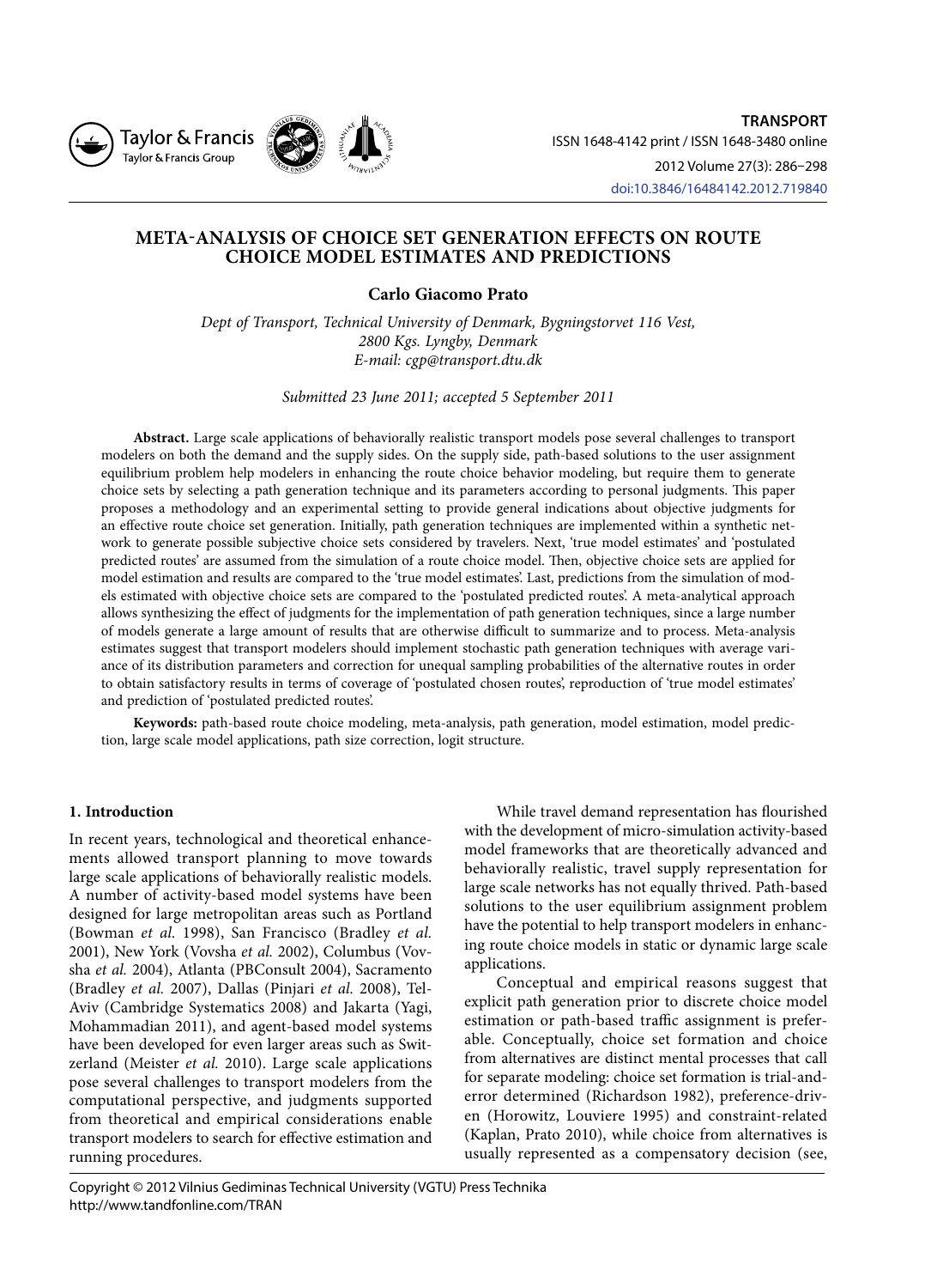# META-ANALYSIS OF CHOICE SET GENERATION EFFECTS ON ROUTE CHOICE MODEL ESTIMATES AND PREDICTIONS

**Carlo Giacomo Prato**

*Dept of Transport, Technical University of Denmark, Bygningstorvet 116 Vest, 2800 Kgs. Lyngby, Denmark*
*E-mail: cgp@transport.dtu.dk*

*Submitted 23 June 2011; accepted 5 September 2011*

**Abstract.** Large scale applications of behaviorally realistic transport models pose several challenges to transport modelers on both the demand and the supply sides. On the supply side, path-based solutions to the user assignment equilibrium problem help modelers in enhancing the route choice behavior modeling, but require them to generate choice sets by selecting a path generation technique and its parameters according to personal judgments. This paper proposes a methodology and an experimental setting to provide general indications about objective judgments for an effective route choice set generation. Initially, path generation techniques are implemented within a synthetic network to generate possible subjective choice sets considered by travelers. Next, 'true model estimates' and 'postulated predicted routes' are assumed from the simulation of a route choice model. Then, objective choice sets are applied for model estimation and results are compared to the 'true model estimates'. Last, predictions from the simulation of models estimated with objective choice sets are compared to the 'postulated predicted routes'. A meta-analytical approach allows synthesizing the effect of judgments for the implementation of path generation techniques, since a large number of models generate a large amount of results that are otherwise difficult to summarize and to process. Meta-analysis estimates suggest that transport modelers should implement stochastic path generation techniques with average variance of its distribution parameters and correction for unequal sampling probabilities of the alternative routes in order to obtain satisfactory results in terms of coverage of 'postulated chosen routes', reproduction of 'true model estimates' and prediction of 'postulated predicted routes'.

**Keywords:** path-based route choice modeling, meta-analysis, path generation, model estimation, model prediction, large scale model applications, path size correction, logit structure.

## 1. Introduction

In recent years, technological and theoretical enhancements allowed transport planning to move towards large scale applications of behaviorally realistic models. A number of activity-based model systems have been designed for large metropolitan areas such as Portland (Bowman *et al.* 1998), San Francisco (Bradley *et al.* 2001), New York (Vovsha *et al.* 2002), Columbus (Vovsha *et al.* 2004), Atlanta (PBConsult 2004), Sacramento (Bradley *et al.* 2007), Dallas (Pinjari *et al.* 2008), Tel-Aviv (Cambridge Systematics 2008) and Jakarta (Yagi, Mohammadian 2011), and agent-based model systems have been developed for even larger areas such as Switzerland (Meister *et al.* 2010). Large scale applications pose several challenges to transport modelers from the computational perspective, and judgments supported from theoretical and empirical considerations enable transport modelers to search for effective estimation and running procedures.

While travel demand representation has flourished with the development of micro-simulation activity-based model frameworks that are theoretically advanced and behaviorally realistic, travel supply representation for large scale networks has not equally thrived. Path-based solutions to the user equilibrium assignment problem have the potential to help transport modelers in enhancing route choice models in static or dynamic large scale applications.

Conceptual and empirical reasons suggest that explicit path generation prior to discrete choice model estimation or path-based traffic assignment is preferable. Conceptually, choice set formation and choice from alternatives are distinct mental processes that call for separate modeling: choice set formation is trial-and-error determined (Richardson 1982), preference-driven (Horowitz, Louviere 1995) and constraint-related (Kaplan, Prato 2010), while choice from alternatives is usually represented as a compensatory decision (see,

Copyright © 2012 Vilnius Gediminas Technical University (VGTU) Press Technika
http://www.tandfonline.com/TRAN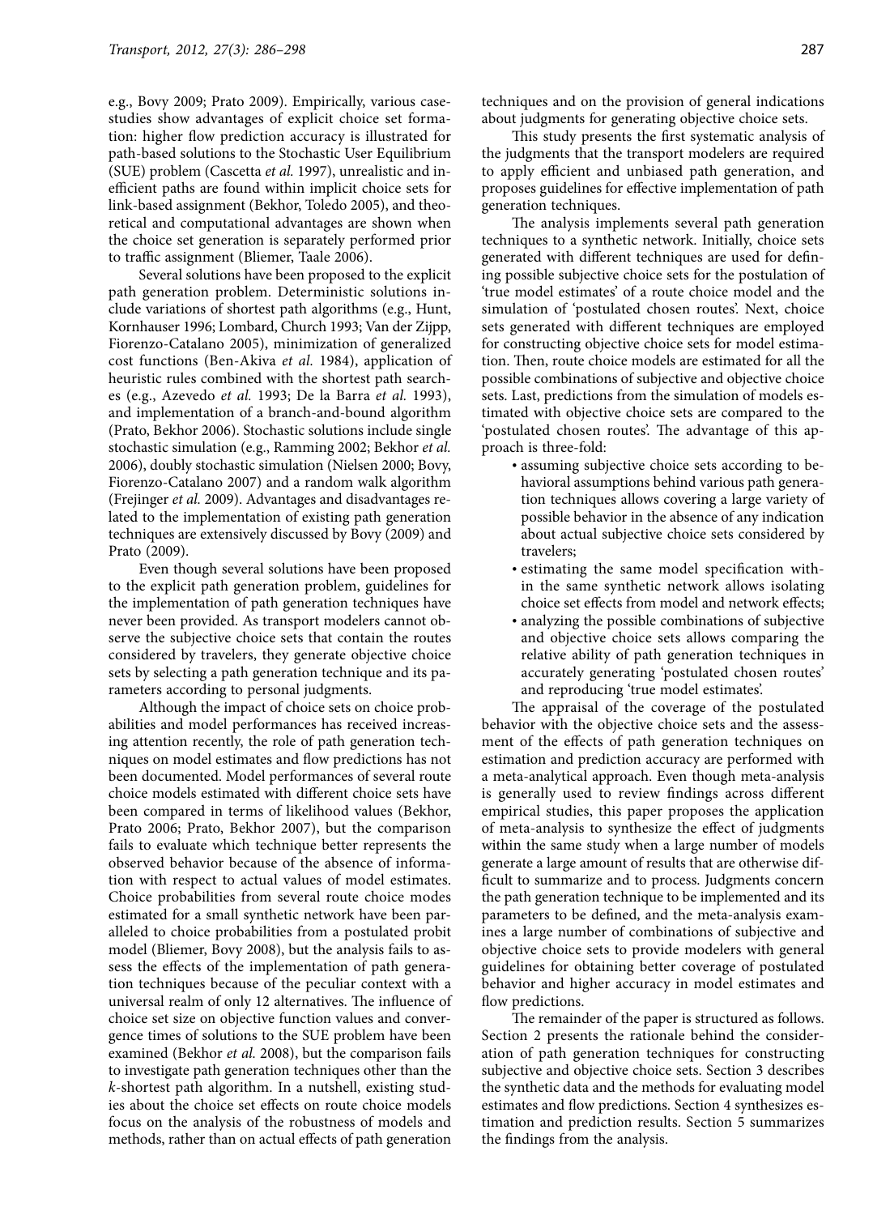e.g., Bovy 2009; Prato 2009). Empirically, various case-studies show advantages of explicit choice set formation: higher flow prediction accuracy is illustrated for path-based solutions to the Stochastic User Equilibrium (SUE) problem (Cascetta *et al.* 1997), unrealistic and inefficient paths are found within implicit choice sets for link-based assignment (Bekhor, Toledo 2005), and theoretical and computational advantages are shown when the choice set generation is separately performed prior to traffic assignment (Bliemer, Taale 2006).

Several solutions have been proposed to the explicit path generation problem. Deterministic solutions include variations of shortest path algorithms (e.g., Hunt, Kornhauser 1996; Lombard, Church 1993; Van der Zijpp, Fiorenzo-Catalano 2005), minimization of generalized cost functions (Ben-Akiva *et al.* 1984), application of heuristic rules combined with the shortest path searches (e.g., Azevedo *et al.* 1993; De la Barra *et al.* 1993), and implementation of a branch-and-bound algorithm (Prato, Bekhor 2006). Stochastic solutions include single stochastic simulation (e.g., Ramming 2002; Bekhor *et al.* 2006), doubly stochastic simulation (Nielsen 2000; Bovy, Fiorenzo-Catalano 2007) and a random walk algorithm (Frejinger *et al.* 2009). Advantages and disadvantages related to the implementation of existing path generation techniques are extensively discussed by Bovy (2009) and Prato (2009).

Even though several solutions have been proposed to the explicit path generation problem, guidelines for the implementation of path generation techniques have never been provided. As transport modelers cannot observe the subjective choice sets that contain the routes considered by travelers, they generate objective choice sets by selecting a path generation technique and its parameters according to personal judgments.

Although the impact of choice sets on choice probabilities and model performances has received increasing attention recently, the role of path generation techniques on model estimates and flow predictions has not been documented. Model performances of several route choice models estimated with different choice sets have been compared in terms of likelihood values (Bekhor, Prato 2006; Prato, Bekhor 2007), but the comparison fails to evaluate which technique better represents the observed behavior because of the absence of information with respect to actual values of model estimates. Choice probabilities from several route choice modes estimated for a small synthetic network have been paralleled to choice probabilities from a postulated probit model (Bliemer, Bovy 2008), but the analysis fails to assess the effects of the implementation of path generation techniques because of the peculiar context with a universal realm of only 12 alternatives. The influence of choice set size on objective function values and convergence times of solutions to the SUE problem have been examined (Bekhor *et al.* 2008), but the comparison fails to investigate path generation techniques other than the *k*-shortest path algorithm. In a nutshell, existing studies about the choice set effects on route choice models focus on the analysis of the robustness of models and methods, rather than on actual effects of path generation techniques and on the provision of general indications about judgments for generating objective choice sets.

This study presents the first systematic analysis of the judgments that the transport modelers are required to apply efficient and unbiased path generation, and proposes guidelines for effective implementation of path generation techniques.

The analysis implements several path generation techniques to a synthetic network. Initially, choice sets generated with different techniques are used for defining possible subjective choice sets for the postulation of 'true model estimates' of a route choice model and the simulation of 'postulated chosen routes'. Next, choice sets generated with different techniques are employed for constructing objective choice sets for model estimation. Then, route choice models are estimated for all the possible combinations of subjective and objective choice sets. Last, predictions from the simulation of models estimated with objective choice sets are compared to the 'postulated chosen routes'. The advantage of this approach is three-fold:

- assuming subjective choice sets according to behavioral assumptions behind various path generation techniques allows covering a large variety of possible behavior in the absence of any indication about actual subjective choice sets considered by travelers;
- estimating the same model specification within the same synthetic network allows isolating choice set effects from model and network effects;
- analyzing the possible combinations of subjective and objective choice sets allows comparing the relative ability of path generation techniques in accurately generating 'postulated chosen routes' and reproducing 'true model estimates'.

The appraisal of the coverage of the postulated behavior with the objective choice sets and the assessment of the effects of path generation techniques on estimation and prediction accuracy are performed with a meta-analytical approach. Even though meta-analysis is generally used to review findings across different empirical studies, this paper proposes the application of meta-analysis to synthesize the effect of judgments within the same study when a large number of models generate a large amount of results that are otherwise difficult to summarize and to process. Judgments concern the path generation technique to be implemented and its parameters to be defined, and the meta-analysis examines a large number of combinations of subjective and objective choice sets to provide modelers with general guidelines for obtaining better coverage of postulated behavior and higher accuracy in model estimates and flow predictions.

The remainder of the paper is structured as follows. Section 2 presents the rationale behind the consideration of path generation techniques for constructing subjective and objective choice sets. Section 3 describes the synthetic data and the methods for evaluating model estimates and flow predictions. Section 4 synthesizes estimation and prediction results. Section 5 summarizes the findings from the analysis.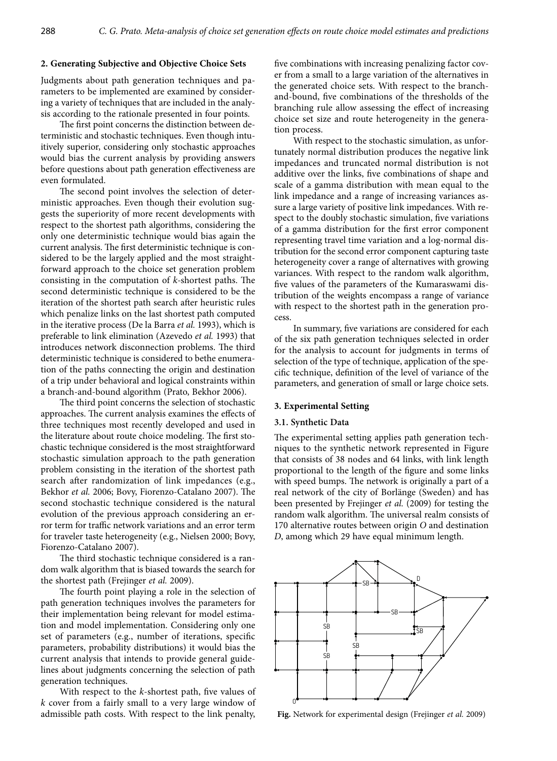## 2. Generating Subjective and Objective Choice Sets

Judgments about path generation techniques and parameters to be implemented are examined by considering a variety of techniques that are included in the analysis according to the rationale presented in four points.

The first point concerns the distinction between deterministic and stochastic techniques. Even though intuitively superior, considering only stochastic approaches would bias the current analysis by providing answers before questions about path generation effectiveness are even formulated.

The second point involves the selection of deterministic approaches. Even though their evolution suggests the superiority of more recent developments with respect to the shortest path algorithms, considering the only one deterministic technique would bias again the current analysis. The first deterministic technique is considered to be the largely applied and the most straightforward approach to the choice set generation problem consisting in the computation of *k*-shortest paths. The second deterministic technique is considered to be the iteration of the shortest path search after heuristic rules which penalize links on the last shortest path computed in the iterative process (De la Barra *et al.* 1993), which is preferable to link elimination (Azevedo *et al.* 1993) that introduces network disconnection problems. The third deterministic technique is considered to bethe enumeration of the paths connecting the origin and destination of a trip under behavioral and logical constraints within a branch-and-bound algorithm (Prato, Bekhor 2006).

The third point concerns the selection of stochastic approaches. The current analysis examines the effects of three techniques most recently developed and used in the literature about route choice modeling. The first stochastic technique considered is the most straightforward stochastic simulation approach to the path generation problem consisting in the iteration of the shortest path search after randomization of link impedances (e.g., Bekhor *et al.* 2006; Bovy, Fiorenzo-Catalano 2007). The second stochastic technique considered is the natural evolution of the previous approach considering an error term for traffic network variations and an error term for traveler taste heterogeneity (e.g., Nielsen 2000; Bovy, Fiorenzo-Catalano 2007).

The third stochastic technique considered is a random walk algorithm that is biased towards the search for the shortest path (Frejinger *et al.* 2009).

The fourth point playing a role in the selection of path generation techniques involves the parameters for their implementation being relevant for model estimation and model implementation. Considering only one set of parameters (e.g., number of iterations, specific parameters, probability distributions) it would bias the current analysis that intends to provide general guidelines about judgments concerning the selection of path generation techniques.

With respect to the *k*-shortest path, five values of *k* cover from a fairly small to a very large window of admissible path costs. With respect to the link penalty, five combinations with increasing penalizing factor cover from a small to a large variation of the alternatives in the generated choice sets. With respect to the branch-and-bound, five combinations of the thresholds of the branching rule allow assessing the effect of increasing choice set size and route heterogeneity in the generation process.

With respect to the stochastic simulation, as unfortunately normal distribution produces the negative link impedances and truncated normal distribution is not additive over the links, five combinations of shape and scale of a gamma distribution with mean equal to the link impedance and a range of increasing variances assure a large variety of positive link impedances. With respect to the doubly stochastic simulation, five variations of a gamma distribution for the first error component representing travel time variation and a log-normal distribution for the second error component capturing taste heterogeneity cover a range of alternatives with growing variances. With respect to the random walk algorithm, five values of the parameters of the Kumaraswami distribution of the weights encompass a range of variance with respect to the shortest path in the generation process.

In summary, five variations are considered for each of the six path generation techniques selected in order for the analysis to account for judgments in terms of selection of the type of technique, application of the specific technique, definition of the level of variance of the parameters, and generation of small or large choice sets.

## 3. Experimental Setting

### 3.1. Synthetic Data

The experimental setting applies path generation techniques to the synthetic network represented in Figure that consists of 38 nodes and 64 links, with link length proportional to the length of the figure and some links with speed bumps. The network is originally a part of a real network of the city of Borlänge (Sweden) and has been presented by Frejinger *et al.* (2009) for testing the random walk algorithm. The universal realm consists of 170 alternative routes between origin *O* and destination *D*, among which 29 have equal minimum length.

D
SB
SB
SB
SB
SB
SB
O

**Fig.** Network for experimental design (Frejinger *et al.* 2009)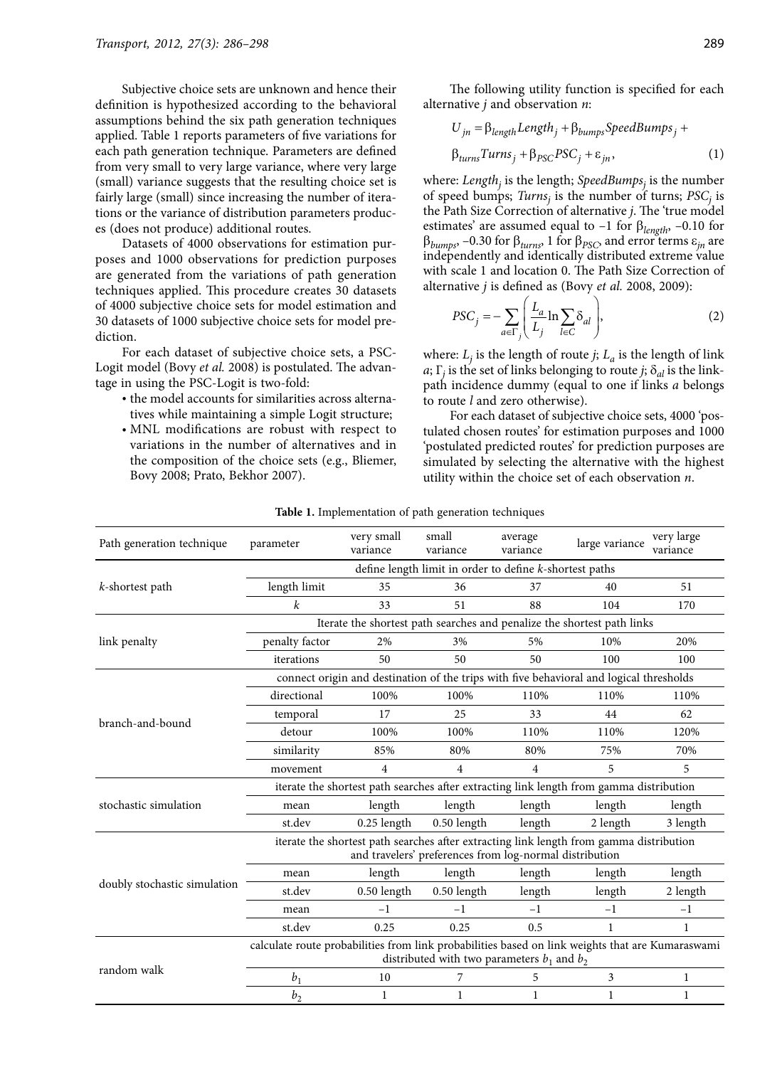Subjective choice sets are unknown and hence their definition is hypothesized according to the behavioral assumptions behind the six path generation techniques applied. Table 1 reports parameters of five variations for each path generation technique. Parameters are defined from very small to very large variance, where very large (small) variance suggests that the resulting choice set is fairly large (small) since increasing the number of iterations or the variance of distribution parameters produces (does not produce) additional routes.

Datasets of 4000 observations for estimation purposes and 1000 observations for prediction purposes are generated from the variations of path generation techniques applied. This procedure creates 30 datasets of 4000 subjective choice sets for model estimation and 30 datasets of 1000 subjective choice sets for model prediction.

For each dataset of subjective choice sets, a PSC-Logit model (Bovy *et al.* 2008) is postulated. The advantage in using the PSC-Logit is two-fold:

- the model accounts for similarities across alternatives while maintaining a simple Logit structure;
- MNL modifications are robust with respect to variations in the number of alternatives and in the composition of the choice sets (e.g., Bliemer, Bovy 2008; Prato, Bekhor 2007).

The following utility function is specified for each alternative $j$ and observation $n$:

$$U_{jn} = \beta_{length} Length_j + \beta_{bumps} SpeedBumps_j + \beta_{turns} Turns_j + \beta_{PSC} PSC_j + \varepsilon_{jn}, \tag{1}$$

where: $Length_j$ is the length; $SpeedBumps_j$ is the number of speed bumps; $Turns_j$ is the number of turns; $PSC_j$ is the Path Size Correction of alternative $j$. The 'true model estimates' are assumed equal to –1 for $\beta_{length}$, –0.10 for $\beta_{bumps}$, –0.30 for $\beta_{turns}$, 1 for $\beta_{PSC}$, and error terms $\varepsilon_{jn}$ are independently and identically distributed extreme value with scale 1 and location 0. The Path Size Correction of alternative $j$ is defined as (Bovy *et al.* 2008, 2009):

$$PSC_j = -\sum_{a \in \Gamma_j} \left( \frac{L_a}{L_j} \ln \sum_{l \in C} \delta_{al} \right), \tag{2}$$

where: $L_j$ is the length of route $j$; $L_a$ is the length of link $a$; $\Gamma_j$ is the set of links belonging to route $j$; $\delta_{al}$ is the link-path incidence dummy (equal to one if links $a$ belongs to route $l$ and zero otherwise).

For each dataset of subjective choice sets, 4000 'postulated chosen routes' for estimation purposes and 1000 'postulated predicted routes' for prediction purposes are simulated by selecting the alternative with the highest utility within the choice set of each observation $n$.

**Table 1.** Implementation of path generation techniques

| Path generation technique | parameter | very small variance | small variance | average variance | large variance | very large variance |
|---|---|---|---|---|---|---|
| *k*-shortest path | define length limit in order to define *k*-shortest paths | | | | | |
| | length limit | 35 | 36 | 37 | 40 | 51 |
| | $k$ | 33 | 51 | 88 | 104 | 170 |
| link penalty | Iterate the shortest path searches and penalize the shortest path links | | | | | |
| | penalty factor | 2% | 3% | 5% | 10% | 20% |
| | iterations | 50 | 50 | 50 | 100 | 100 |
| branch-and-bound | connect origin and destination of the trips with five behavioral and logical thresholds | | | | | |
| | directional | 100% | 100% | 110% | 110% | 110% |
| | temporal | 17 | 25 | 33 | 44 | 62 |
| | detour | 100% | 100% | 110% | 110% | 120% |
| | similarity | 85% | 80% | 80% | 75% | 70% |
| | movement | 4 | 4 | 4 | 5 | 5 |
| stochastic simulation | iterate the shortest path searches after extracting link length from gamma distribution | | | | | |
| | mean | length | length | length | length | length |
| | st.dev | 0.25 length | 0.50 length | length | 2 length | 3 length |
| doubly stochastic simulation | iterate the shortest path searches after extracting link length from gamma distribution and travelers' preferences from log-normal distribution | | | | | |
| | mean | length | length | length | length | length |
| | st.dev | 0.50 length | 0.50 length | length | length | 2 length |
| | mean | –1 | –1 | –1 | –1 | –1 |
| | st.dev | 0.25 | 0.25 | 0.5 | 1 | 1 |
| random walk | calculate route probabilities from link probabilities based on link weights that are Kumaraswami distributed with two parameters $b_1$ and $b_2$ | | | | | |
| | $b_1$ | 10 | 7 | 5 | 3 | 1 |
| | $b_2$ | 1 | 1 | 1 | 1 | 1 |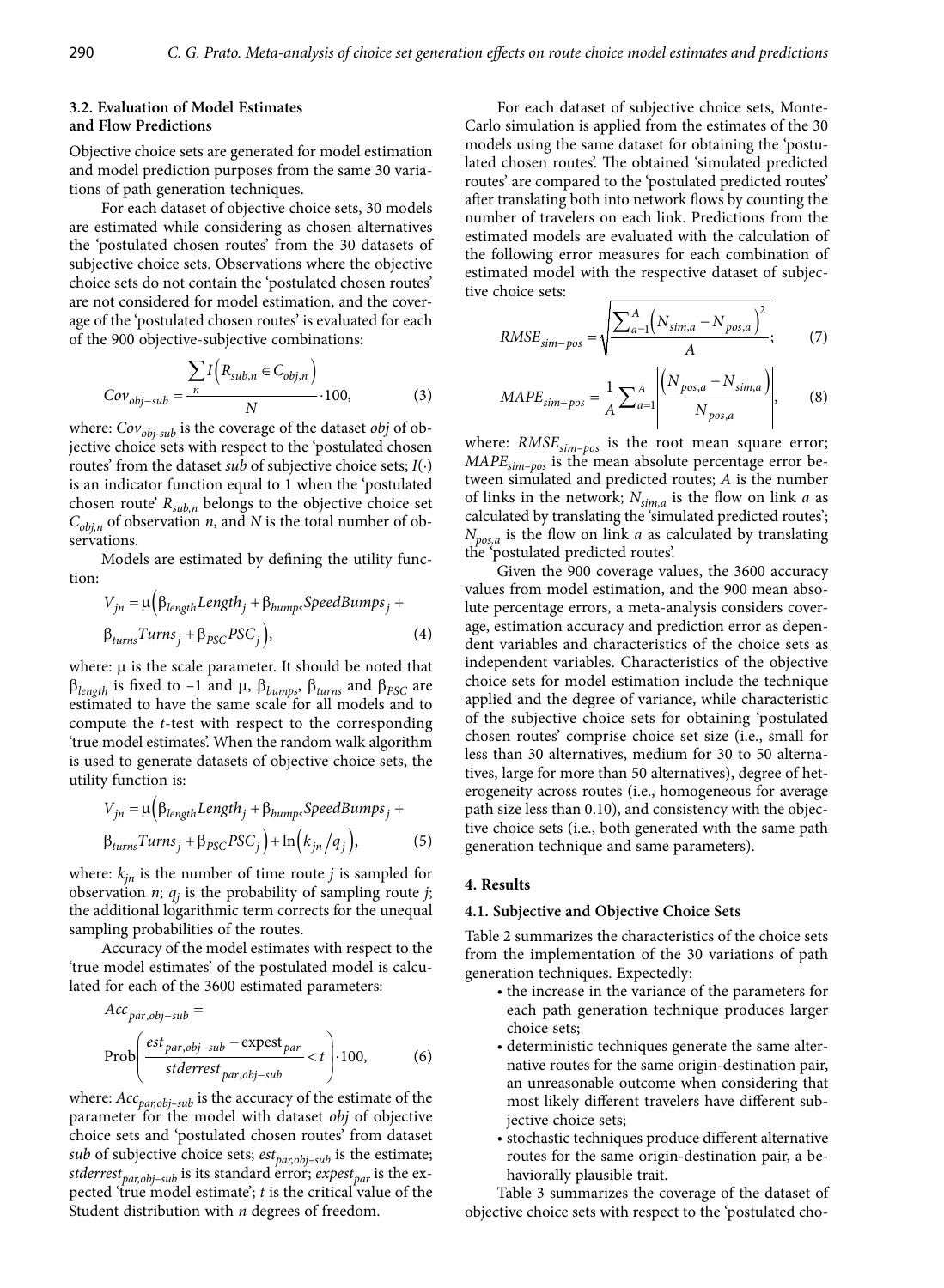### 3.2. Evaluation of Model Estimates and Flow Predictions

Objective choice sets are generated for model estimation and model prediction purposes from the same 30 variations of path generation techniques.

For each dataset of objective choice sets, 30 models are estimated while considering as chosen alternatives the 'postulated chosen routes' from the 30 datasets of subjective choice sets. Observations where the objective choice sets do not contain the 'postulated chosen routes' are not considered for model estimation, and the coverage of the 'postulated chosen routes' is evaluated for each of the 900 objective-subjective combinations:

$$Cov_{obj-sub} = \frac{\sum_{n} I\left(R_{sub,n} \in C_{obj,n}\right)}{N} \cdot 100, \tag{3}$$

where: $Cov_{obj\text{-}sub}$ is the coverage of the dataset *obj* of objective choice sets with respect to the 'postulated chosen routes' from the dataset *sub* of subjective choice sets; $I(\cdot)$ is an indicator function equal to 1 when the 'postulated chosen route' $R_{sub,n}$ belongs to the objective choice set $C_{obj,n}$ of observation *n*, and *N* is the total number of observations.

Models are estimated by defining the utility function:

$$V_{jn} = \mu\Big(\beta_{length} Length_j + \beta_{bumps} SpeedBumps_j + \beta_{turns} Turns_j + \beta_{PSC} PSC_j\Big), \tag{4}$$

where: μ is the scale parameter. It should be noted that $\beta_{length}$ is fixed to –1 and μ, $\beta_{bumps}$, $\beta_{turns}$ and $\beta_{PSC}$ are estimated to have the same scale for all models and to compute the *t*-test with respect to the corresponding 'true model estimates'. When the random walk algorithm is used to generate datasets of objective choice sets, the utility function is:

$$V_{jn} = \mu\Big(\beta_{length} Length_j + \beta_{bumps} SpeedBumps_j + \beta_{turns} Turns_j + \beta_{PSC} PSC_j\Big) + \ln\left(k_{jn}/q_j\right), \tag{5}$$

where: $k_{jn}$ is the number of time route *j* is sampled for observation *n*; $q_j$ is the probability of sampling route *j*; the additional logarithmic term corrects for the unequal sampling probabilities of the routes.

Accuracy of the model estimates with respect to the 'true model estimates' of the postulated model is calculated for each of the 3600 estimated parameters:

$$Acc_{par,obj-sub} = \text{Prob}\left(\frac{est_{par,obj-sub} - \text{expest}_{par}}{stderrest_{par,obj-sub}} < t\right) \cdot 100, \tag{6}$$

where: $Acc_{par,obj\text{-}sub}$ is the accuracy of the estimate of the parameter for the model with dataset *obj* of objective choice sets and 'postulated chosen routes' from dataset *sub* of subjective choice sets; $est_{par,obj\text{-}sub}$ is the estimate; $stderrest_{par,obj\text{-}sub}$ is its standard error; $expest_{par}$ is the expected 'true model estimate'; *t* is the critical value of the Student distribution with *n* degrees of freedom.

For each dataset of subjective choice sets, Monte-Carlo simulation is applied from the estimates of the 30 models using the same dataset for obtaining the 'postulated chosen routes'. The obtained 'simulated predicted routes' are compared to the 'postulated predicted routes' after translating both into network flows by counting the number of travelers on each link. Predictions from the estimated models are evaluated with the calculation of the following error measures for each combination of estimated model with the respective dataset of subjective choice sets:

$$RMSE_{sim-pos} = \sqrt{\frac{\sum_{a=1}^{A}\left(N_{sim,a} - N_{pos,a}\right)^2}{A}}; \tag{7}$$

$$MAPE_{sim-pos} = \frac{1}{A}\sum_{a=1}^{A}\left|\frac{\left(N_{pos,a} - N_{sim,a}\right)}{N_{pos,a}}\right|, \tag{8}$$

where: $RMSE_{sim\text{-}pos}$ is the root mean square error; $MAPE_{sim\text{-}pos}$ is the mean absolute percentage error between simulated and predicted routes; *A* is the number of links in the network; $N_{sim,a}$ is the flow on link *a* as calculated by translating the 'simulated predicted routes'; $N_{pos,a}$ is the flow on link *a* as calculated by translating the 'postulated predicted routes'.

Given the 900 coverage values, the 3600 accuracy values from model estimation, and the 900 mean absolute percentage errors, a meta-analysis considers coverage, estimation accuracy and prediction error as dependent variables and characteristics of the choice sets as independent variables. Characteristics of the objective choice sets for model estimation include the technique applied and the degree of variance, while characteristic of the subjective choice sets for obtaining 'postulated chosen routes' comprise choice set size (i.e., small for less than 30 alternatives, medium for 30 to 50 alternatives, large for more than 50 alternatives), degree of heterogeneity across routes (i.e., homogeneous for average path size less than 0.10), and consistency with the objective choice sets (i.e., both generated with the same path generation technique and same parameters).

## 4. Results

### 4.1. Subjective and Objective Choice Sets

Table 2 summarizes the characteristics of the choice sets from the implementation of the 30 variations of path generation techniques. Expectedly:

- the increase in the variance of the parameters for each path generation technique produces larger choice sets;
- deterministic techniques generate the same alternative routes for the same origin-destination pair, an unreasonable outcome when considering that most likely different travelers have different subjective choice sets;
- stochastic techniques produce different alternative routes for the same origin-destination pair, a behaviorally plausible trait.

Table 3 summarizes the coverage of the dataset of objective choice sets with respect to the 'postulated cho-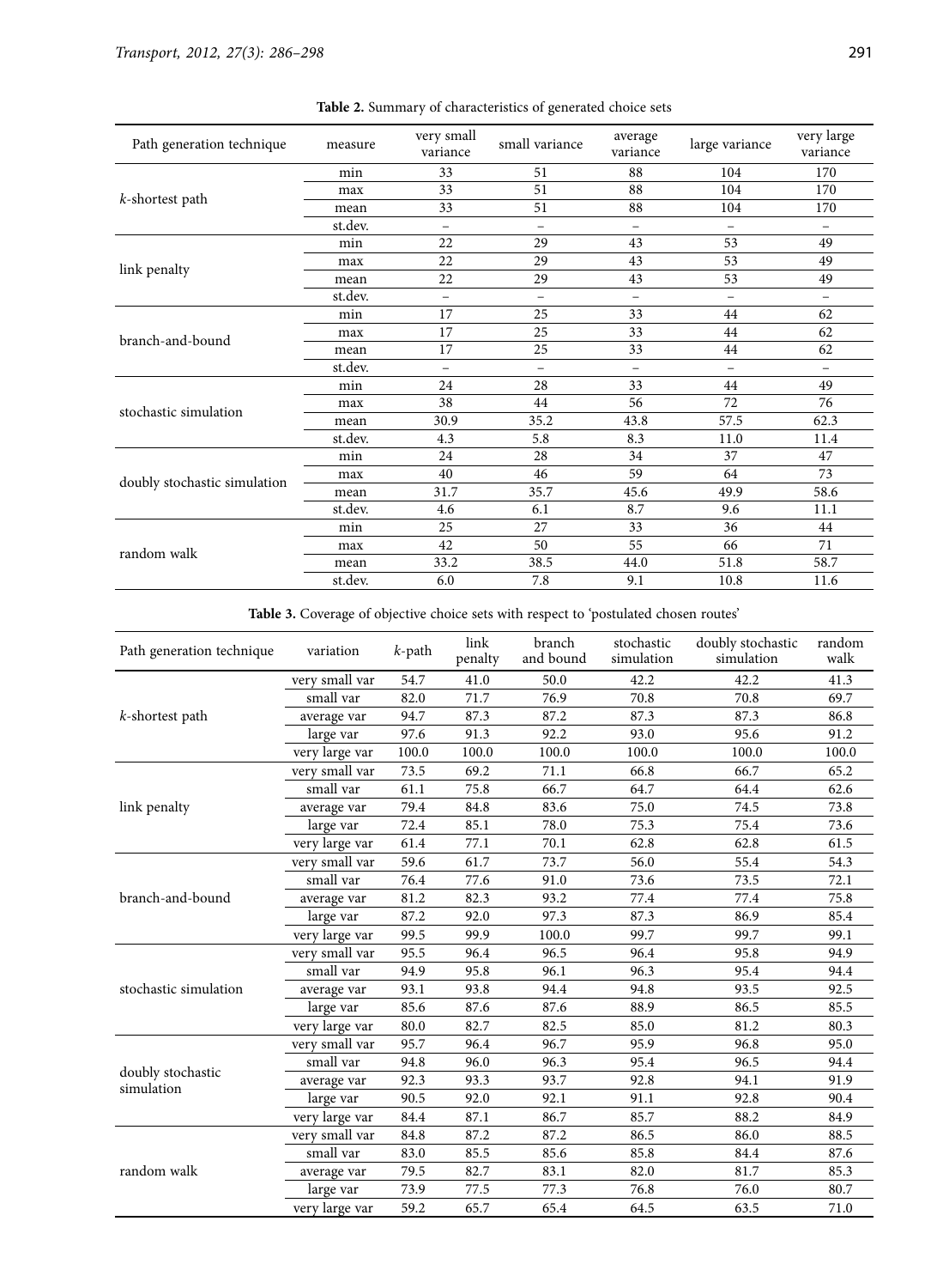**Table 2.** Summary of characteristics of generated choice sets

| Path generation technique | measure | very small variance | small variance | average variance | large variance | very large variance |
|---|---|---|---|---|---|---|
| *k*-shortest path | min | 33 | 51 | 88 | 104 | 170 |
| | max | 33 | 51 | 88 | 104 | 170 |
| | mean | 33 | 51 | 88 | 104 | 170 |
| | st.dev. | – | – | – | – | – |
| link penalty | min | 22 | 29 | 43 | 53 | 49 |
| | max | 22 | 29 | 43 | 53 | 49 |
| | mean | 22 | 29 | 43 | 53 | 49 |
| | st.dev. | – | – | – | – | – |
| branch-and-bound | min | 17 | 25 | 33 | 44 | 62 |
| | max | 17 | 25 | 33 | 44 | 62 |
| | mean | 17 | 25 | 33 | 44 | 62 |
| | st.dev. | – | – | – | – | – |
| stochastic simulation | min | 24 | 28 | 33 | 44 | 49 |
| | max | 38 | 44 | 56 | 72 | 76 |
| | mean | 30.9 | 35.2 | 43.8 | 57.5 | 62.3 |
| | st.dev. | 4.3 | 5.8 | 8.3 | 11.0 | 11.4 |
| doubly stochastic simulation | min | 24 | 28 | 34 | 37 | 47 |
| | max | 40 | 46 | 59 | 64 | 73 |
| | mean | 31.7 | 35.7 | 45.6 | 49.9 | 58.6 |
| | st.dev. | 4.6 | 6.1 | 8.7 | 9.6 | 11.1 |
| random walk | min | 25 | 27 | 33 | 36 | 44 |
| | max | 42 | 50 | 55 | 66 | 71 |
| | mean | 33.2 | 38.5 | 44.0 | 51.8 | 58.7 |
| | st.dev. | 6.0 | 7.8 | 9.1 | 10.8 | 11.6 |

**Table 3.** Coverage of objective choice sets with respect to 'postulated chosen routes'

| Path generation technique | variation | *k*-path | link penalty | branch and bound | stochastic simulation | doubly stochastic simulation | random walk |
|---|---|---|---|---|---|---|---|
| *k*-shortest path | very small var | 54.7 | 41.0 | 50.0 | 42.2 | 42.2 | 41.3 |
| | small var | 82.0 | 71.7 | 76.9 | 70.8 | 70.8 | 69.7 |
| | average var | 94.7 | 87.3 | 87.2 | 87.3 | 87.3 | 86.8 |
| | large var | 97.6 | 91.3 | 92.2 | 93.0 | 95.6 | 91.2 |
| | very large var | 100.0 | 100.0 | 100.0 | 100.0 | 100.0 | 100.0 |
| link penalty | very small var | 73.5 | 69.2 | 71.1 | 66.8 | 66.7 | 65.2 |
| | small var | 61.1 | 75.8 | 66.7 | 64.7 | 64.4 | 62.6 |
| | average var | 79.4 | 84.8 | 83.6 | 75.0 | 74.5 | 73.8 |
| | large var | 72.4 | 85.1 | 78.0 | 75.3 | 75.4 | 73.6 |
| | very large var | 61.4 | 77.1 | 70.1 | 62.8 | 62.8 | 61.5 |
| branch-and-bound | very small var | 59.6 | 61.7 | 73.7 | 56.0 | 55.4 | 54.3 |
| | small var | 76.4 | 77.6 | 91.0 | 73.6 | 73.5 | 72.1 |
| | average var | 81.2 | 82.3 | 93.2 | 77.4 | 77.4 | 75.8 |
| | large var | 87.2 | 92.0 | 97.3 | 87.3 | 86.9 | 85.4 |
| | very large var | 99.5 | 99.9 | 100.0 | 99.7 | 99.7 | 99.1 |
| stochastic simulation | very small var | 95.5 | 96.4 | 96.5 | 96.4 | 95.8 | 94.9 |
| | small var | 94.9 | 95.8 | 96.1 | 96.3 | 95.4 | 94.4 |
| | average var | 93.1 | 93.8 | 94.4 | 94.8 | 93.5 | 92.5 |
| | large var | 85.6 | 87.6 | 87.6 | 88.9 | 86.5 | 85.5 |
| | very large var | 80.0 | 82.7 | 82.5 | 85.0 | 81.2 | 80.3 |
| doubly stochastic simulation | very small var | 95.7 | 96.4 | 96.7 | 95.9 | 96.8 | 95.0 |
| | small var | 94.8 | 96.0 | 96.3 | 95.4 | 96.5 | 94.4 |
| | average var | 92.3 | 93.3 | 93.7 | 92.8 | 94.1 | 91.9 |
| | large var | 90.5 | 92.0 | 92.1 | 91.1 | 92.8 | 90.4 |
| | very large var | 84.4 | 87.1 | 86.7 | 85.7 | 88.2 | 84.9 |
| random walk | very small var | 84.8 | 87.2 | 87.2 | 86.5 | 86.0 | 88.5 |
| | small var | 83.0 | 85.5 | 85.6 | 85.8 | 84.4 | 87.6 |
| | average var | 79.5 | 82.7 | 83.1 | 82.0 | 81.7 | 85.3 |
| | large var | 73.9 | 77.5 | 77.3 | 76.8 | 76.0 | 80.7 |
| | very large var | 59.2 | 65.7 | 65.4 | 64.5 | 63.5 | 71.0 |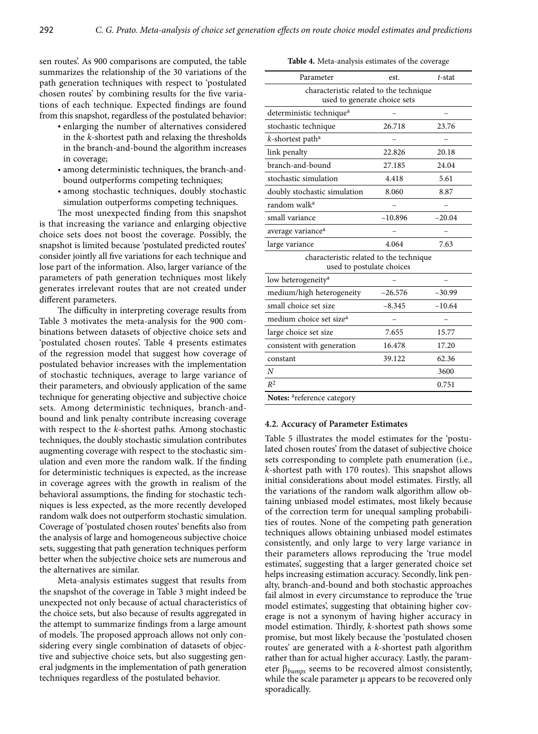sen routes'. As 900 comparisons are computed, the table summarizes the relationship of the 30 variations of the path generation techniques with respect to 'postulated chosen routes' by combining results for the five variations of each technique. Expected findings are found from this snapshot, regardless of the postulated behavior:

- enlarging the number of alternatives considered in the *k*-shortest path and relaxing the thresholds in the branch-and-bound the algorithm increases in coverage;
- among deterministic techniques, the branch-and-bound outperforms competing techniques;
- among stochastic techniques, doubly stochastic simulation outperforms competing techniques.

The most unexpected finding from this snapshot is that increasing the variance and enlarging objective choice sets does not boost the coverage. Possibly, the snapshot is limited because 'postulated predicted routes' consider jointly all five variations for each technique and lose part of the information. Also, larger variance of the parameters of path generation techniques most likely generates irrelevant routes that are not created under different parameters.

The difficulty in interpreting coverage results from Table 3 motivates the meta-analysis for the 900 combinations between datasets of objective choice sets and 'postulated chosen routes'. Table 4 presents estimates of the regression model that suggest how coverage of postulated behavior increases with the implementation of stochastic techniques, average to large variance of their parameters, and obviously application of the same technique for generating objective and subjective choice sets. Among deterministic techniques, branch-and-bound and link penalty contribute increasing coverage with respect to the *k*-shortest paths. Among stochastic techniques, the doubly stochastic simulation contributes augmenting coverage with respect to the stochastic simulation and even more the random walk. If the finding for deterministic techniques is expected, as the increase in coverage agrees with the growth in realism of the behavioral assumptions, the finding for stochastic techniques is less expected, as the more recently developed random walk does not outperform stochastic simulation. Coverage of 'postulated chosen routes' benefits also from the analysis of large and homogeneous subjective choice sets, suggesting that path generation techniques perform better when the subjective choice sets are numerous and the alternatives are similar.

Meta-analysis estimates suggest that results from the snapshot of the coverage in Table 3 might indeed be unexpected not only because of actual characteristics of the choice sets, but also because of results aggregated in the attempt to summarize findings from a large amount of models. The proposed approach allows not only considering every single combination of datasets of objective and subjective choice sets, but also suggesting general judgments in the implementation of path generation techniques regardless of the postulated behavior.

**Table 4.** Meta-analysis estimates of the coverage

| Parameter | est. | *t*-stat |
|---|---|---|
| characteristic related to the technique used to generate choice sets | | |
| deterministic technique[a] | – | – |
| stochastic technique | 26.718 | 23.76 |
| *k*-shortest path[a] | – | – |
| link penalty | 22.826 | 20.18 |
| branch-and-bound | 27.185 | 24.04 |
| stochastic simulation | 4.418 | 5.61 |
| doubly stochastic simulation | 8.060 | 8.87 |
| random walk[a] | – | – |
| small variance | –10.896 | –20.04 |
| average variance[a] | – | – |
| large variance | 4.064 | 7.63 |
| characteristic related to the technique used to postulate choices | | |
| low heterogeneity[a] | – | – |
| medium/high heterogeneity | –26.576 | –30.99 |
| small choice set size | –8.345 | –10.64 |
| medium choice set size[a] | – | – |
| large choice set size | 7.655 | 15.77 |
| consistent with generation | 16.478 | 17.20 |
| constant | 39.122 | 62.36 |
| $N$ | | 3600 |
| $R^2$ | | 0.751 |

**Notes:** [a]reference category

### 4.2. Accuracy of Parameter Estimates

Table 5 illustrates the model estimates for the 'postulated chosen routes' from the dataset of subjective choice sets corresponding to complete path enumeration (i.e., *k*-shortest path with 170 routes). This snapshot allows initial considerations about model estimates. Firstly, all the variations of the random walk algorithm allow obtaining unbiased model estimates, most likely because of the correction term for unequal sampling probabilities of routes. None of the competing path generation techniques allows obtaining unbiased model estimates consistently, and only large to very large variance in their parameters allows reproducing the 'true model estimates', suggesting that a larger generated choice set helps increasing estimation accuracy. Secondly, link penalty, branch-and-bound and both stochastic approaches fail almost in every circumstance to reproduce the 'true model estimates', suggesting that obtaining higher coverage is not a synonym of having higher accuracy in model estimation. Thirdly, *k*-shortest path shows some promise, but most likely because the 'postulated chosen routes' are generated with a *k*-shortest path algorithm rather than for actual higher accuracy. Lastly, the parameter $\beta_{bumps}$ seems to be recovered almost consistently, while the scale parameter $\mu$ appears to be recovered only sporadically.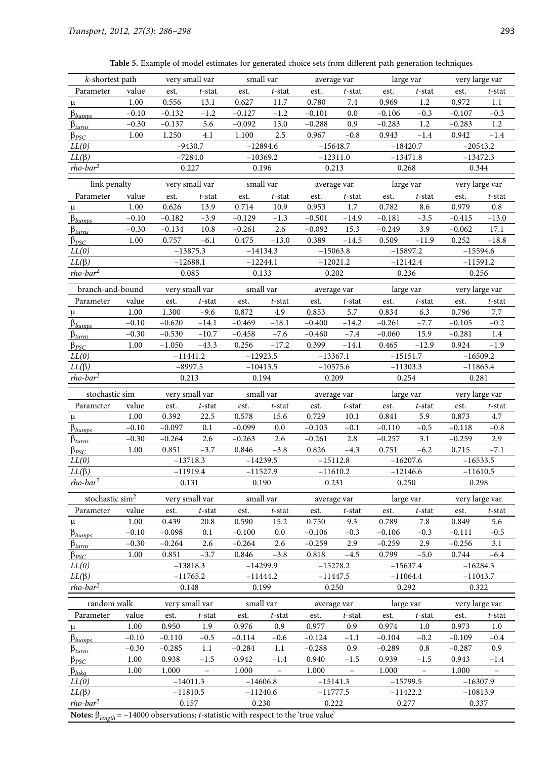**Table 5.** Example of model estimates for generated choice sets from different path generation techniques

| *k*-shortest path | | very small var | | small var | | average var | | large var | | very large var | |
|---|---|---|---|---|---|---|---|---|---|---|---|
| Parameter | value | est. | *t*-stat | est. | *t*-stat | est. | *t*-stat | est. | *t*-stat | est. | *t*-stat |
| $\mu$ | 1.00 | 0.556 | 13.1 | 0.627 | 11.7 | 0.780 | 7.4 | 0.969 | 1.2 | 0.972 | 1.1 |
| $\beta_{bumps}$ | −0.10 | −0.132 | −1.2 | −0.127 | −1.2 | −0.101 | 0.0 | −0.106 | −0.3 | −0.107 | −0.3 |
| $\beta_{turns}$ | −0.30 | −0.137 | 5.6 | −0.092 | 13.0 | −0.288 | 0.9 | −0.283 | 1.2 | −0.283 | 1.2 |
| $\beta_{PSC}$ | 1.00 | 1.250 | 4.1 | 1.100 | 2.5 | 0.967 | −0.8 | 0.943 | −1.4 | 0.942 | −1.4 |
| *LL(0)* | | −9430.7 | | −12894.6 | | −15648.7 | | −18420.7 | | −20543.2 | |
| *LL*(β) | | −7284.0 | | −10369.2 | | −12311.0 | | −13471.8 | | −13472.3 | |
| *rho-bar*$^2$ | | 0.227 | | 0.196 | | 0.213 | | 0.268 | | 0.344 | |
| link penalty | | very small var | | small var | | average var | | large var | | very large var | |
| Parameter | value | est. | *t*-stat | est. | *t*-stat | est. | *t*-stat | est. | *t*-stat | est. | *t*-stat |
| $\mu$ | 1.00 | 0.626 | 13.9 | 0.714 | 10.9 | 0.953 | 1.7 | 0.782 | 8.6 | 0.979 | 0.8 |
| $\beta_{bumps}$ | −0.10 | −0.182 | −3.9 | −0.129 | −1.3 | −0.501 | −14.9 | −0.181 | −3.5 | −0.415 | −13.0 |
| $\beta_{turns}$ | −0.30 | −0.134 | 10.8 | −0.261 | 2.6 | −0.092 | 15.3 | −0.249 | 3.9 | −0.062 | 17.1 |
| $\beta_{PSC}$ | 1.00 | 0.757 | −6.1 | 0.475 | −13.0 | 0.389 | −14.5 | 0.509 | −11.9 | 0.252 | −18.8 |
| *LL(0)* | | −13875.3 | | −14134.3 | | −15063.8 | | −15897.2 | | −15594.6 | |
| *LL*(β) | | −12688.1 | | −12244.1 | | −12021.2 | | −12142.4 | | −11591.2 | |
| *rho-bar*$^2$ | | 0.085 | | 0.133 | | 0.202 | | 0.236 | | 0.256 | |
| branch-and-bound | | very small var | | small var | | average var | | large var | | very large var | |
| Parameter | value | est. | *t*-stat | est. | *t*-stat | est. | *t*-stat | est. | *t*-stat | est. | *t*-stat |
| $\mu$ | 1.00 | 1.300 | −9.6 | 0.872 | 4.9 | 0.853 | 5.7 | 0.834 | 6.3 | 0.796 | 7.7 |
| $\beta_{bumps}$ | −0.10 | −0.620 | −14.1 | −0.469 | −18.1 | −0.400 | −14.2 | −0.261 | −7.7 | −0.105 | −0.2 |
| $\beta_{turns}$ | −0.30 | −0.530 | −10.7 | −0.458 | −7.6 | −0.460 | −7.4 | −0.060 | 15.9 | −0.281 | 1.4 |
| $\beta_{PSC}$ | 1.00 | −1.050 | −43.3 | 0.256 | −17.2 | 0.399 | −14.1 | 0.465 | −12.9 | 0.924 | −1.9 |
| *LL(0)* | | −11441.2 | | −12923.5 | | −13367.1 | | −15151.7 | | −16509.2 | |
| *LL*(β) | | −8997.5 | | −10413.5 | | −10575.6 | | −11303.3 | | −11863.4 | |
| *rho-bar*$^2$ | | 0.213 | | 0.194 | | 0.209 | | 0.254 | | 0.281 | |
| stochastic sim | | very small var | | small var | | average var | | large var | | very large var | |
| Parameter | value | est. | *t*-stat | est. | *t*-stat | est. | *t*-stat | est. | *t*-stat | est. | *t*-stat |
| $\mu$ | 1.00 | 0.392 | 22.5 | 0.578 | 15.6 | 0.729 | 10.1 | 0.841 | 5.9 | 0.873 | 4.7 |
| $\beta_{bumps}$ | −0.10 | −0.097 | 0.1 | −0.099 | 0.0 | −0.103 | −0.1 | −0.110 | −0.5 | −0.118 | −0.8 |
| $\beta_{turns}$ | −0.30 | −0.264 | 2.6 | −0.263 | 2.6 | −0.261 | 2.8 | −0.257 | 3.1 | −0.259 | 2.9 |
| $\beta_{PSC}$ | 1.00 | 0.851 | −3.7 | 0.846 | −3.8 | 0.826 | −4.3 | 0.751 | −6.2 | 0.715 | −7.1 |
| *LL(0)* | | −13718.3 | | −14239.5 | | −15112.8 | | −16207.6 | | −16533.5 | |
| *LL*(β) | | −11919.4 | | −11527.9 | | −11610.2 | | −12146.6 | | −11610.5 | |
| *rho-bar*$^2$ | | 0.131 | | 0.190 | | 0.231 | | 0.250 | | 0.298 | |
| stochastic sim$^2$ | | very small var | | small var | | average var | | large var | | very large var | |
| Parameter | value | est. | *t*-stat | est. | *t*-stat | est. | *t*-stat | est. | *t*-stat | est. | *t*-stat |
| $\mu$ | 1.00 | 0.439 | 20.8 | 0.590 | 15.2 | 0.750 | 9.3 | 0.789 | 7.8 | 0.849 | 5.6 |
| $\beta_{bumps}$ | −0.10 | −0.098 | 0.1 | −0.100 | 0.0 | −0.106 | −0.3 | −0.106 | −0.3 | −0.111 | −0.5 |
| $\beta_{turns}$ | −0.30 | −0.264 | 2.6 | −0.264 | 2.6 | −0.259 | 2.9 | −0.259 | 2.9 | −0.256 | 3.1 |
| $\beta_{PSC}$ | 1.00 | 0.851 | −3.7 | 0.846 | −3.8 | 0.818 | −4.5 | 0.799 | −5.0 | 0.744 | −6.4 |
| *LL(0)* | | −13818.3 | | −14299.9 | | −15278.2 | | −15637.4 | | −16284.3 | |
| *LL*(β) | | −11765.2 | | −11444.2 | | −11447.5 | | −11064.4 | | −11043.7 | |
| *rho-bar*$^2$ | | 0.148 | | 0.199 | | 0.250 | | 0.292 | | 0.322 | |
| random walk | | very small var | | small var | | average var | | large var | | very large var | |
| Parameter | value | est. | *t*-stat | est. | *t*-stat | est. | *t*-stat | est. | *t*-stat | est. | *t*-stat |
| $\mu$ | 1.00 | 0.950 | 1.9 | 0.976 | 0.9 | 0.977 | 0.9 | 0.974 | 1.0 | 0.973 | 1.0 |
| $\beta_{bumps}$ | −0.10 | −0.110 | −0.5 | −0.114 | −0.6 | −0.124 | −1.1 | −0.104 | −0.2 | −0.109 | −0.4 |
| $\beta_{turns}$ | −0.30 | −0.285 | 1.1 | −0.284 | 1.1 | −0.288 | 0.9 | −0.289 | 0.8 | −0.287 | 0.9 |
| $\beta_{PSC}$ | 1.00 | 0.938 | −1.5 | 0.942 | −1.4 | 0.940 | −1.5 | 0.939 | −1.5 | 0.943 | −1.4 |
| $\beta_{lnkq}$ | 1.00 | 1.000 | – | 1.000 | – | 1.000 | – | 1.000 | – | 1.000 | – |
| *LL(0)* | | −14011.3 | | −14606.8 | | −15141.3 | | −15799.5 | | −16307.9 | |
| *LL*(β) | | −11810.5 | | −11240.6 | | −11777.5 | | −11422.2 | | −10813.9 | |
| *rho-bar*$^2$ | | 0.157 | | 0.230 | | 0.222 | | 0.277 | | 0.337 | |

**Notes:** $\beta_{length}$ = −14000 observations; *t*-statistic with respect to the 'true value'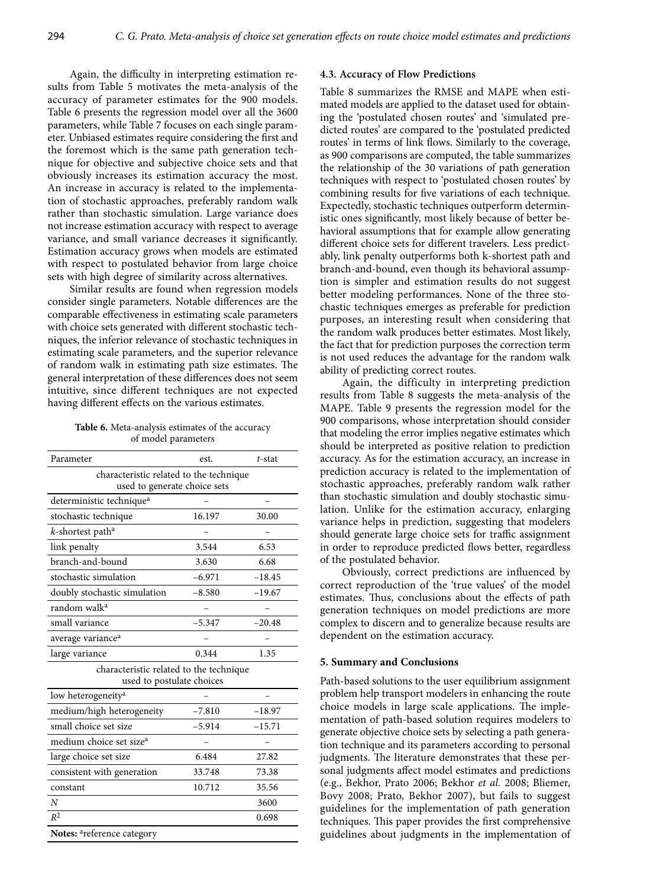Again, the difficulty in interpreting estimation results from Table 5 motivates the meta-analysis of the accuracy of parameter estimates for the 900 models. Table 6 presents the regression model over all the 3600 parameters, while Table 7 focuses on each single parameter. Unbiased estimates require considering the first and the foremost which is the same path generation technique for objective and subjective choice sets and that obviously increases its estimation accuracy the most. An increase in accuracy is related to the implementation of stochastic approaches, preferably random walk rather than stochastic simulation. Large variance does not increase estimation accuracy with respect to average variance, and small variance decreases it significantly. Estimation accuracy grows when models are estimated with respect to postulated behavior from large choice sets with high degree of similarity across alternatives.

Similar results are found when regression models consider single parameters. Notable differences are the comparable effectiveness in estimating scale parameters with choice sets generated with different stochastic techniques, the inferior relevance of stochastic techniques in estimating scale parameters, and the superior relevance of random walk in estimating path size estimates. The general interpretation of these differences does not seem intuitive, since different techniques are not expected having different effects on the various estimates.

**Table 6.** Meta-analysis estimates of the accuracy of model parameters

| Parameter | est. | *t*-stat |
|---|---|---|
| characteristic related to the technique used to generate choice sets | | |
| deterministic technique[a] | – | – |
| stochastic technique | 16.197 | 30.00 |
| *k*-shortest path[a] | – | – |
| link penalty | 3.544 | 6.53 |
| branch-and-bound | 3.630 | 6.68 |
| stochastic simulation | –6.971 | –18.45 |
| doubly stochastic simulation | –8.580 | –19.67 |
| random walk[a] | – | – |
| small variance | –5.347 | –20.48 |
| average variance[a] | – | – |
| large variance | 0.344 | 1.35 |
| characteristic related to the technique used to postulate choices | | |
| low heterogeneity[a] | – | – |
| medium/high heterogeneity | –7.810 | –18.97 |
| small choice set size | –5.914 | –15.71 |
| medium choice set size[a] | – | – |
| large choice set size | 6.484 | 27.82 |
| consistent with generation | 33.748 | 73.38 |
| constant | 10.712 | 35.56 |
| *N* | | 3600 |
| $R^2$ | | 0.698 |

**Notes:** [a]reference category

### 4.3. Accuracy of Flow Predictions

Table 8 summarizes the RMSE and MAPE when estimated models are applied to the dataset used for obtaining the 'postulated chosen routes' and 'simulated predicted routes' are compared to the 'postulated predicted routes' in terms of link flows. Similarly to the coverage, as 900 comparisons are computed, the table summarizes the relationship of the 30 variations of path generation techniques with respect to 'postulated chosen routes' by combining results for five variations of each technique. Expectedly, stochastic techniques outperform deterministic ones significantly, most likely because of better behavioral assumptions that for example allow generating different choice sets for different travelers. Less predictably, link penalty outperforms both k-shortest path and branch-and-bound, even though its behavioral assumption is simpler and estimation results do not suggest better modeling performances. None of the three stochastic techniques emerges as preferable for prediction purposes, an interesting result when considering that the random walk produces better estimates. Most likely, the fact that for prediction purposes the correction term is not used reduces the advantage for the random walk ability of predicting correct routes.

Again, the difficulty in interpreting prediction results from Table 8 suggests the meta-analysis of the MAPE. Table 9 presents the regression model for the 900 comparisons, whose interpretation should consider that modeling the error implies negative estimates which should be interpreted as positive relation to prediction accuracy. As for the estimation accuracy, an increase in prediction accuracy is related to the implementation of stochastic approaches, preferably random walk rather than stochastic simulation and doubly stochastic simulation. Unlike for the estimation accuracy, enlarging variance helps in prediction, suggesting that modelers should generate large choice sets for traffic assignment in order to reproduce predicted flows better, regardless of the postulated behavior.

Obviously, correct predictions are influenced by correct reproduction of the 'true values' of the model estimates. Thus, conclusions about the effects of path generation techniques on model predictions are more complex to discern and to generalize because results are dependent on the estimation accuracy.

## 5. Summary and Conclusions

Path-based solutions to the user equilibrium assignment problem help transport modelers in enhancing the route choice models in large scale applications. The implementation of path-based solution requires modelers to generate objective choice sets by selecting a path generation technique and its parameters according to personal judgments. The literature demonstrates that these personal judgments affect model estimates and predictions (e.g., Bekhor, Prato 2006; Bekhor *et al.* 2008; Bliemer, Bovy 2008; Prato, Bekhor 2007), but fails to suggest guidelines for the implementation of path generation techniques. This paper provides the first comprehensive guidelines about judgments in the implementation of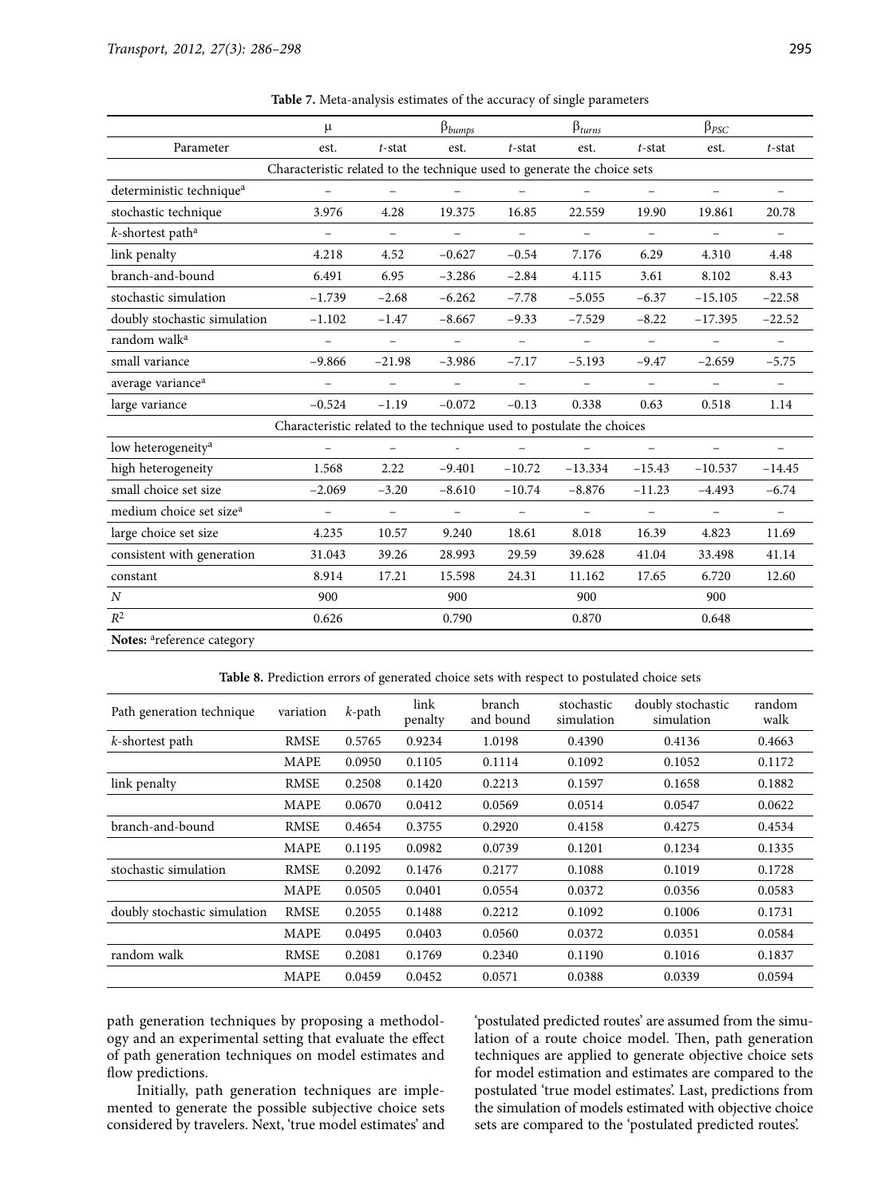**Table 7.** Meta-analysis estimates of the accuracy of single parameters

| | $\mu$ | | $\beta_{bumps}$ | | $\beta_{turns}$ | | $\beta_{PSC}$ | |
|---|---|---|---|---|---|---|---|---|
| Parameter | est. | *t*-stat | est. | *t*-stat | est. | *t*-stat | est. | *t*-stat |
| Characteristic related to the technique used to generate the choice sets | | | | | | | | |
| deterministic technique[a] | – | – | – | – | – | – | – | – |
| stochastic technique | 3.976 | 4.28 | 19.375 | 16.85 | 22.559 | 19.90 | 19.861 | 20.78 |
| *k*-shortest path[a] | – | – | – | – | – | – | – | – |
| link penalty | 4.218 | 4.52 | −0.627 | −0.54 | 7.176 | 6.29 | 4.310 | 4.48 |
| branch-and-bound | 6.491 | 6.95 | −3.286 | −2.84 | 4.115 | 3.61 | 8.102 | 8.43 |
| stochastic simulation | −1.739 | −2.68 | −6.262 | −7.78 | −5.055 | −6.37 | −15.105 | −22.58 |
| doubly stochastic simulation | −1.102 | −1.47 | −8.667 | −9.33 | −7.529 | −8.22 | −17.395 | −22.52 |
| random walk[a] | – | – | – | – | – | – | – | – |
| small variance | −9.866 | −21.98 | −3.986 | −7.17 | −5.193 | −9.47 | −2.659 | −5.75 |
| average variance[a] | – | – | – | – | – | – | – | – |
| large variance | −0.524 | −1.19 | −0.072 | −0.13 | 0.338 | 0.63 | 0.518 | 1.14 |
| Characteristic related to the technique used to postulate the choices | | | | | | | | |
| low heterogeneity[a] | – | – | - | – | – | – | – | – |
| high heterogeneity | 1.568 | 2.22 | −9.401 | −10.72 | −13.334 | −15.43 | −10.537 | −14.45 |
| small choice set size | −2.069 | −3.20 | −8.610 | −10.74 | −8.876 | −11.23 | −4.493 | −6.74 |
| medium choice set size[a] | – | – | – | – | – | – | – | – |
| large choice set size | 4.235 | 10.57 | 9.240 | 18.61 | 8.018 | 16.39 | 4.823 | 11.69 |
| consistent with generation | 31.043 | 39.26 | 28.993 | 29.59 | 39.628 | 41.04 | 33.498 | 41.14 |
| constant | 8.914 | 17.21 | 15.598 | 24.31 | 11.162 | 17.65 | 6.720 | 12.60 |
| *N* | 900 | | 900 | | 900 | | 900 | |
| $R^2$ | 0.626 | | 0.790 | | 0.870 | | 0.648 | |

**Notes:** [a]reference category

**Table 8.** Prediction errors of generated choice sets with respect to postulated choice sets

| Path generation technique | variation | *k*-path | link penalty | branch and bound | stochastic simulation | doubly stochastic simulation | random walk |
|---|---|---|---|---|---|---|---|
| *k*-shortest path | RMSE | 0.5765 | 0.9234 | 1.0198 | 0.4390 | 0.4136 | 0.4663 |
| | MAPE | 0.0950 | 0.1105 | 0.1114 | 0.1092 | 0.1052 | 0.1172 |
| link penalty | RMSE | 0.2508 | 0.1420 | 0.2213 | 0.1597 | 0.1658 | 0.1882 |
| | MAPE | 0.0670 | 0.0412 | 0.0569 | 0.0514 | 0.0547 | 0.0622 |
| branch-and-bound | RMSE | 0.4654 | 0.3755 | 0.2920 | 0.4158 | 0.4275 | 0.4534 |
| | MAPE | 0.1195 | 0.0982 | 0.0739 | 0.1201 | 0.1234 | 0.1335 |
| stochastic simulation | RMSE | 0.2092 | 0.1476 | 0.2177 | 0.1088 | 0.1019 | 0.1728 |
| | MAPE | 0.0505 | 0.0401 | 0.0554 | 0.0372 | 0.0356 | 0.0583 |
| doubly stochastic simulation | RMSE | 0.2055 | 0.1488 | 0.2212 | 0.1092 | 0.1006 | 0.1731 |
| | MAPE | 0.0495 | 0.0403 | 0.0560 | 0.0372 | 0.0351 | 0.0584 |
| random walk | RMSE | 0.2081 | 0.1769 | 0.2340 | 0.1190 | 0.1016 | 0.1837 |
| | MAPE | 0.0459 | 0.0452 | 0.0571 | 0.0388 | 0.0339 | 0.0594 |

path generation techniques by proposing a methodology and an experimental setting that evaluate the effect of path generation techniques on model estimates and flow predictions.

Initially, path generation techniques are implemented to generate the possible subjective choice sets considered by travelers. Next, 'true model estimates' and 'postulated predicted routes' are assumed from the simulation of a route choice model. Then, path generation techniques are applied to generate objective choice sets for model estimation and estimates are compared to the postulated 'true model estimates'. Last, predictions from the simulation of models estimated with objective choice sets are compared to the 'postulated predicted routes'.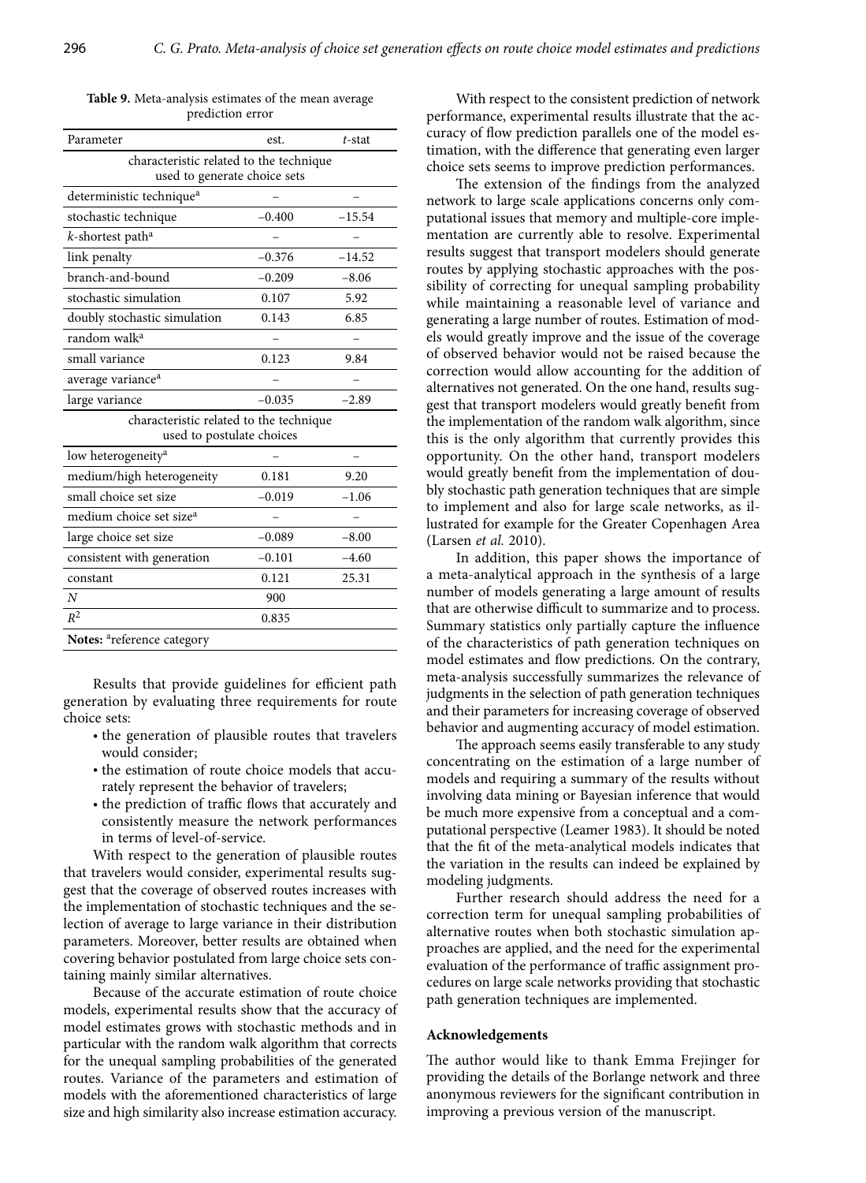**Table 9.** Meta-analysis estimates of the mean average prediction error

| Parameter | est. | $t$-stat |
|---|---|---|
| characteristic related to the technique used to generate choice sets | | |
| deterministic technique[a] | – | – |
| stochastic technique | –0.400 | –15.54 |
| $k$-shortest path[a] | – | – |
| link penalty | –0.376 | –14.52 |
| branch-and-bound | –0.209 | –8.06 |
| stochastic simulation | 0.107 | 5.92 |
| doubly stochastic simulation | 0.143 | 6.85 |
| random walk[a] | – | – |
| small variance | 0.123 | 9.84 |
| average variance[a] | – | – |
| large variance | –0.035 | –2.89 |
| characteristic related to the technique used to postulate choices | | |
| low heterogeneity[a] | – | – |
| medium/high heterogeneity | 0.181 | 9.20 |
| small choice set size | –0.019 | –1.06 |
| medium choice set size[a] | – | – |
| large choice set size | –0.089 | –8.00 |
| consistent with generation | –0.101 | –4.60 |
| constant | 0.121 | 25.31 |
| $N$ | 900 | |
| $R^2$ | 0.835 | |

**Notes:** [a]reference category

Results that provide guidelines for efficient path generation by evaluating three requirements for route choice sets:

- the generation of plausible routes that travelers would consider;
- the estimation of route choice models that accurately represent the behavior of travelers;
- the prediction of traffic flows that accurately and consistently measure the network performances in terms of level-of-service.

With respect to the generation of plausible routes that travelers would consider, experimental results suggest that the coverage of observed routes increases with the implementation of stochastic techniques and the selection of average to large variance in their distribution parameters. Moreover, better results are obtained when covering behavior postulated from large choice sets containing mainly similar alternatives.

Because of the accurate estimation of route choice models, experimental results show that the accuracy of model estimates grows with stochastic methods and in particular with the random walk algorithm that corrects for the unequal sampling probabilities of the generated routes. Variance of the parameters and estimation of models with the aforementioned characteristics of large size and high similarity also increase estimation accuracy.

With respect to the consistent prediction of network performance, experimental results illustrate that the accuracy of flow prediction parallels one of the model estimation, with the difference that generating even larger choice sets seems to improve prediction performances.

The extension of the findings from the analyzed network to large scale applications concerns only computational issues that memory and multiple-core implementation are currently able to resolve. Experimental results suggest that transport modelers should generate routes by applying stochastic approaches with the possibility of correcting for unequal sampling probability while maintaining a reasonable level of variance and generating a large number of routes. Estimation of models would greatly improve and the issue of the coverage of observed behavior would not be raised because the correction would allow accounting for the addition of alternatives not generated. On the one hand, results suggest that transport modelers would greatly benefit from the implementation of the random walk algorithm, since this is the only algorithm that currently provides this opportunity. On the other hand, transport modelers would greatly benefit from the implementation of doubly stochastic path generation techniques that are simple to implement and also for large scale networks, as illustrated for example for the Greater Copenhagen Area (Larsen *et al.* 2010).

In addition, this paper shows the importance of a meta-analytical approach in the synthesis of a large number of models generating a large amount of results that are otherwise difficult to summarize and to process. Summary statistics only partially capture the influence of the characteristics of path generation techniques on model estimates and flow predictions. On the contrary, meta-analysis successfully summarizes the relevance of judgments in the selection of path generation techniques and their parameters for increasing coverage of observed behavior and augmenting accuracy of model estimation.

The approach seems easily transferable to any study concentrating on the estimation of a large number of models and requiring a summary of the results without involving data mining or Bayesian inference that would be much more expensive from a conceptual and a computational perspective (Leamer 1983). It should be noted that the fit of the meta-analytical models indicates that the variation in the results can indeed be explained by modeling judgments.

Further research should address the need for a correction term for unequal sampling probabilities of alternative routes when both stochastic simulation approaches are applied, and the need for the experimental evaluation of the performance of traffic assignment procedures on large scale networks providing that stochastic path generation techniques are implemented.

### Acknowledgements

The author would like to thank Emma Frejinger for providing the details of the Borlange network and three anonymous reviewers for the significant contribution in improving a previous version of the manuscript.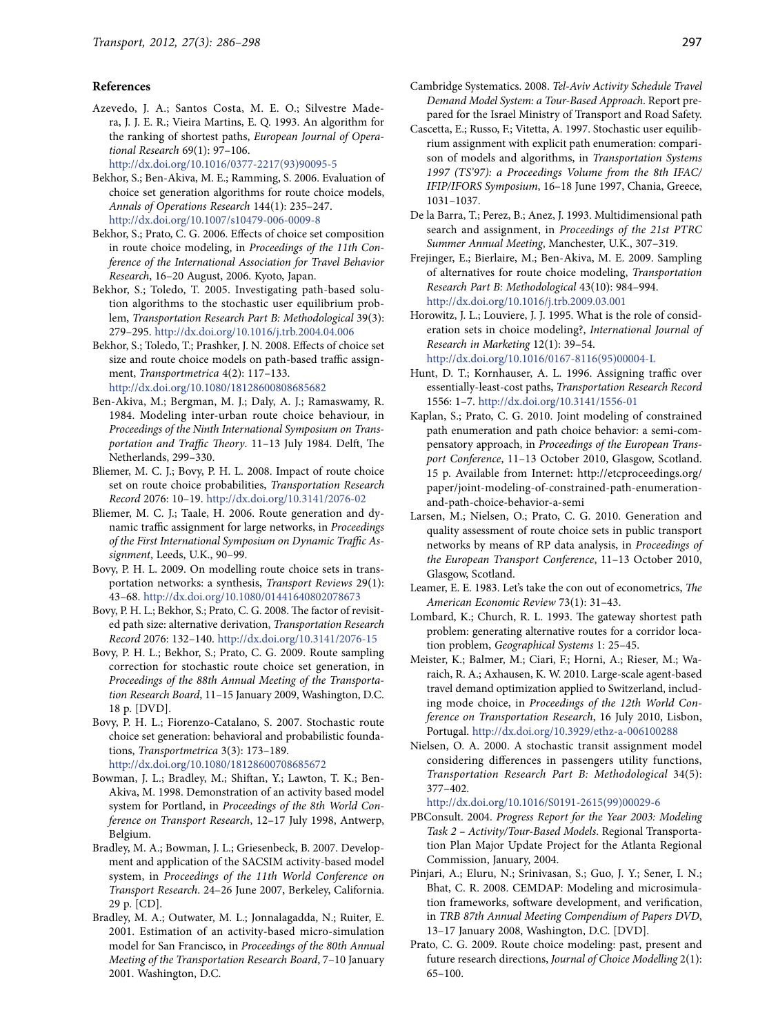## References

Azevedo, J. A.; Santos Costa, M. E. O.; Silvestre Madera, J. J. E. R.; Vieira Martins, E. Q. 1993. An algorithm for the ranking of shortest paths, *European Journal of Operational Research* 69(1): 97–106. http://dx.doi.org/10.1016/0377-2217(93)90095-5

Bekhor, S.; Ben-Akiva, M. E.; Ramming, S. 2006. Evaluation of choice set generation algorithms for route choice models, *Annals of Operations Research* 144(1): 235–247. http://dx.doi.org/10.1007/s10479-006-0009-8

Bekhor, S.; Prato, C. G. 2006. Effects of choice set composition in route choice modeling, in *Proceedings of the 11th Conference of the International Association for Travel Behavior Research*, 16–20 August, 2006. Kyoto, Japan.

Bekhor, S.; Toledo, T. 2005. Investigating path-based solution algorithms to the stochastic user equilibrium problem, *Transportation Research Part B: Methodological* 39(3): 279–295. http://dx.doi.org/10.1016/j.trb.2004.04.006

Bekhor, S.; Toledo, T.; Prashker, J. N. 2008. Effects of choice set size and route choice models on path-based traffic assignment, *Transportmetrica* 4(2): 117–133. http://dx.doi.org/10.1080/18128600808685682

Ben-Akiva, M.; Bergman, M. J.; Daly, A. J.; Ramaswamy, R. 1984. Modeling inter-urban route choice behaviour, in *Proceedings of the Ninth International Symposium on Transportation and Traffic Theory*. 11–13 July 1984. Delft, The Netherlands, 299–330.

Bliemer, M. C. J.; Bovy, P. H. L. 2008. Impact of route choice set on route choice probabilities, *Transportation Research Record* 2076: 10–19. http://dx.doi.org/10.3141/2076-02

Bliemer, M. C. J.; Taale, H. 2006. Route generation and dynamic traffic assignment for large networks, in *Proceedings of the First International Symposium on Dynamic Traffic Assignment*, Leeds, U.K., 90–99.

Bovy, P. H. L. 2009. On modelling route choice sets in transportation networks: a synthesis, *Transport Reviews* 29(1): 43–68. http://dx.doi.org/10.1080/01441640802078673

Bovy, P. H. L.; Bekhor, S.; Prato, C. G. 2008. The factor of revisited path size: alternative derivation, *Transportation Research Record* 2076: 132–140. http://dx.doi.org/10.3141/2076-15

Bovy, P. H. L.; Bekhor, S.; Prato, C. G. 2009. Route sampling correction for stochastic route choice set generation, in *Proceedings of the 88th Annual Meeting of the Transportation Research Board*, 11–15 January 2009, Washington, D.C. 18 p. [DVD].

Bovy, P. H. L.; Fiorenzo-Catalano, S. 2007. Stochastic route choice set generation: behavioral and probabilistic foundations, *Transportmetrica* 3(3): 173–189. http://dx.doi.org/10.1080/18128600708685672

Bowman, J. L.; Bradley, M.; Shiftan, Y.; Lawton, T. K.; Ben-Akiva, M. 1998. Demonstration of an activity based model system for Portland, in *Proceedings of the 8th World Conference on Transport Research*, 12–17 July 1998, Antwerp, Belgium.

Bradley, M. A.; Bowman, J. L.; Griesenbeck, B. 2007. Development and application of the SACSIM activity-based model system, in *Proceedings of the 11th World Conference on Transport Research*. 24–26 June 2007, Berkeley, California. 29 p. [CD].

Bradley, M. A.; Outwater, M. L.; Jonnalagadda, N.; Ruiter, E. 2001. Estimation of an activity-based micro-simulation model for San Francisco, in *Proceedings of the 80th Annual Meeting of the Transportation Research Board*, 7–10 January 2001. Washington, D.C.

Cambridge Systematics. 2008. *Tel-Aviv Activity Schedule Travel Demand Model System: a Tour-Based Approach*. Report prepared for the Israel Ministry of Transport and Road Safety.

Cascetta, E.; Russo, F.; Vitetta, A. 1997. Stochastic user equilibrium assignment with explicit path enumeration: comparison of models and algorithms, in *Transportation Systems 1997 (TS'97): a Proceedings Volume from the 8th IFAC/IFIP/IFORS Symposium*, 16–18 June 1997, Chania, Greece, 1031–1037.

De la Barra, T.; Perez, B.; Anez, J. 1993. Multidimensional path search and assignment, in *Proceedings of the 21st PTRC Summer Annual Meeting*, Manchester, U.K., 307–319.

Frejinger, E.; Bierlaire, M.; Ben-Akiva, M. E. 2009. Sampling of alternatives for route choice modeling, *Transportation Research Part B: Methodological* 43(10): 984–994. http://dx.doi.org/10.1016/j.trb.2009.03.001

Horowitz, J. L.; Louviere, J. J. 1995. What is the role of consideration sets in choice modeling?, *International Journal of Research in Marketing* 12(1): 39–54. http://dx.doi.org/10.1016/0167-8116(95)00004-L

Hunt, D. T.; Kornhauser, A. L. 1996. Assigning traffic over essentially-least-cost paths, *Transportation Research Record* 1556: 1–7. http://dx.doi.org/10.3141/1556-01

Kaplan, S.; Prato, C. G. 2010. Joint modeling of constrained path enumeration and path choice behavior: a semi-compensatory approach, in *Proceedings of the European Transport Conference*, 11–13 October 2010, Glasgow, Scotland. 15 p. Available from Internet: http://etcproceedings.org/paper/joint-modeling-of-constrained-path-enumeration-and-path-choice-behavior-a-semi

Larsen, M.; Nielsen, O.; Prato, C. G. 2010. Generation and quality assessment of route choice sets in public transport networks by means of RP data analysis, in *Proceedings of the European Transport Conference*, 11–13 October 2010, Glasgow, Scotland.

Leamer, E. E. 1983. Let's take the con out of econometrics, *The American Economic Review* 73(1): 31–43.

Lombard, K.; Church, R. L. 1993. The gateway shortest path problem: generating alternative routes for a corridor location problem, *Geographical Systems* 1: 25–45.

Meister, K.; Balmer, M.; Ciari, F.; Horni, A.; Rieser, M.; Waraich, R. A.; Axhausen, K. W. 2010. Large-scale agent-based travel demand optimization applied to Switzerland, including mode choice, in *Proceedings of the 12th World Conference on Transportation Research*, 16 July 2010, Lisbon, Portugal. http://dx.doi.org/10.3929/ethz-a-006100288

Nielsen, O. A. 2000. A stochastic transit assignment model considering differences in passengers utility functions, *Transportation Research Part B: Methodological* 34(5): 377–402. http://dx.doi.org/10.1016/S0191-2615(99)00029-6

PBConsult. 2004. *Progress Report for the Year 2003: Modeling Task 2 – Activity/Tour-Based Models*. Regional Transportation Plan Major Update Project for the Atlanta Regional Commission, January, 2004.

Pinjari, A.; Eluru, N.; Srinivasan, S.; Guo, J. Y.; Sener, I. N.; Bhat, C. R. 2008. CEMDAP: Modeling and microsimulation frameworks, software development, and verification, in *TRB 87th Annual Meeting Compendium of Papers DVD*, 13–17 January 2008, Washington, D.C. [DVD].

Prato, C. G. 2009. Route choice modeling: past, present and future research directions, *Journal of Choice Modelling* 2(1): 65–100.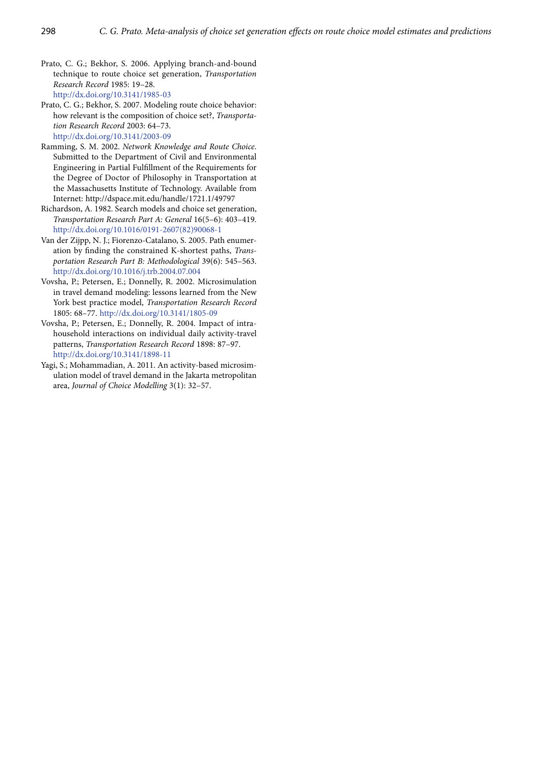Prato, C. G.; Bekhor, S. 2006. Applying branch-and-bound technique to route choice set generation, *Transportation Research Record* 1985: 19–28. http://dx.doi.org/10.3141/1985-03

Prato, C. G.; Bekhor, S. 2007. Modeling route choice behavior: how relevant is the composition of choice set?, *Transportation Research Record* 2003: 64–73. http://dx.doi.org/10.3141/2003-09

Ramming, S. M. 2002. *Network Knowledge and Route Choice.* Submitted to the Department of Civil and Environmental Engineering in Partial Fulfillment of the Requirements for the Degree of Doctor of Philosophy in Transportation at the Massachusetts Institute of Technology. Available from Internet: http://dspace.mit.edu/handle/1721.1/49797

Richardson, A. 1982. Search models and choice set generation, *Transportation Research Part A: General* 16(5–6): 403–419. http://dx.doi.org/10.1016/0191-2607(82)90068-1

Van der Zijpp, N. J.; Fiorenzo-Catalano, S. 2005. Path enumeration by finding the constrained K-shortest paths, *Transportation Research Part B: Methodological* 39(6): 545–563. http://dx.doi.org/10.1016/j.trb.2004.07.004

Vovsha, P.; Petersen, E.; Donnelly, R. 2002. Microsimulation in travel demand modeling: lessons learned from the New York best practice model, *Transportation Research Record* 1805: 68–77. http://dx.doi.org/10.3141/1805-09

Vovsha, P.; Petersen, E.; Donnelly, R. 2004. Impact of intrahousehold interactions on individual daily activity-travel patterns, *Transportation Research Record* 1898: 87–97. http://dx.doi.org/10.3141/1898-11

Yagi, S.; Mohammadian, A. 2011. An activity-based microsimulation model of travel demand in the Jakarta metropolitan area, *Journal of Choice Modelling* 3(1): 32–57.